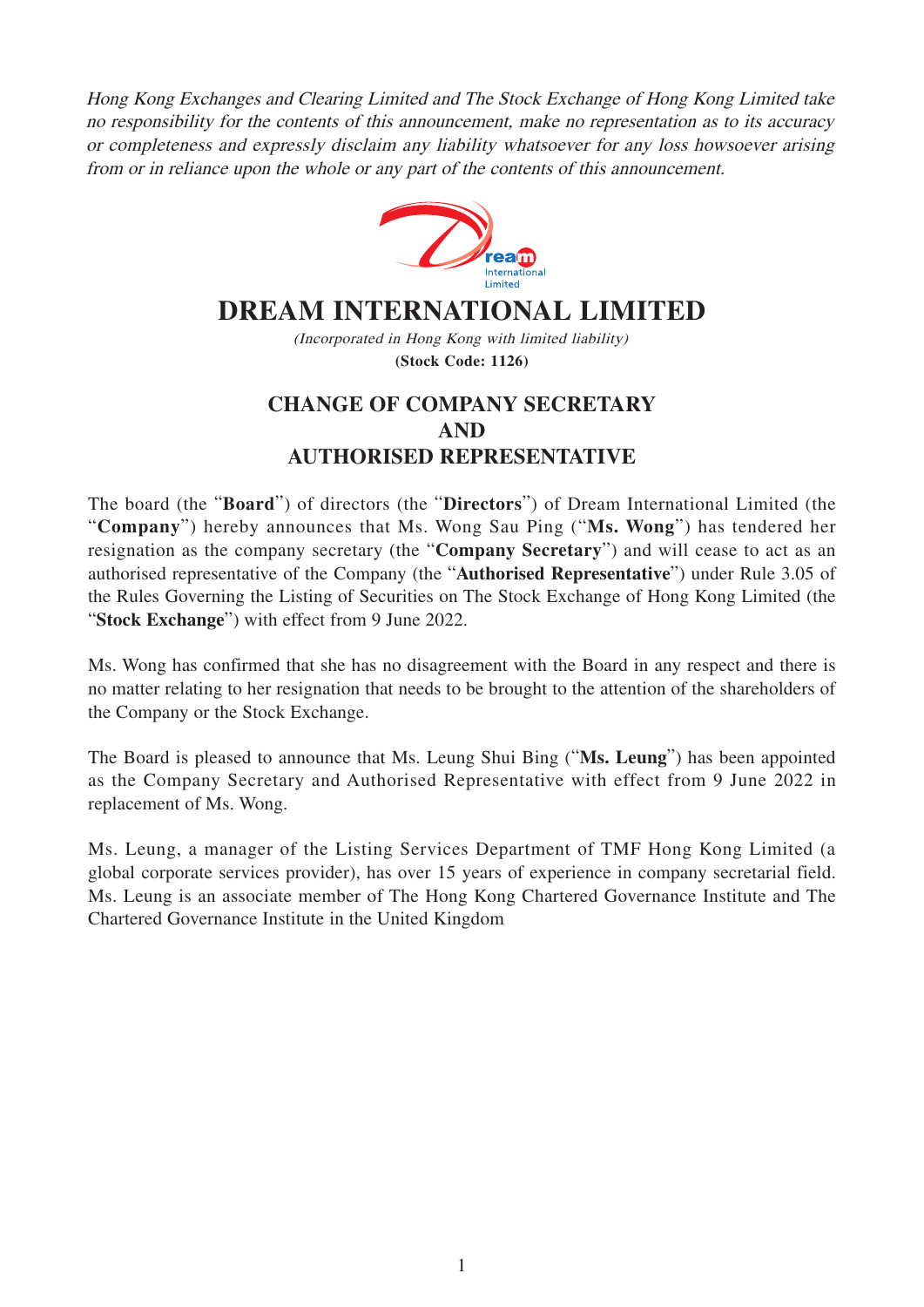*Hong Kong Exchanges and Clearing Limited and The Stock Exchange of Hong Kong Limited take no responsibility for the contents of this announcement, make no representation as to its accuracy or completeness and expressly disclaim any liability whatsoever for any loss howsoever arising from or in reliance upon the whole or any part of the contents of this announcement.*

# DREAM INTERNATIONAL LIMITED

*(Incorporated in Hong Kong with limited liability)*
**(Stock Code: 1126)**

## CHANGE OF COMPANY SECRETARY AND AUTHORISED REPRESENTATIVE

The board (the "**Board**") of directors (the "**Directors**") of Dream International Limited (the "**Company**") hereby announces that Ms. Wong Sau Ping ("**Ms. Wong**") has tendered her resignation as the company secretary (the "**Company Secretary**") and will cease to act as an authorised representative of the Company (the "**Authorised Representative**") under Rule 3.05 of the Rules Governing the Listing of Securities on The Stock Exchange of Hong Kong Limited (the "**Stock Exchange**") with effect from 9 June 2022.

Ms. Wong has confirmed that she has no disagreement with the Board in any respect and there is no matter relating to her resignation that needs to be brought to the attention of the shareholders of the Company or the Stock Exchange.

The Board is pleased to announce that Ms. Leung Shui Bing ("**Ms. Leung**") has been appointed as the Company Secretary and Authorised Representative with effect from 9 June 2022 in replacement of Ms. Wong.

Ms. Leung, a manager of the Listing Services Department of TMF Hong Kong Limited (a global corporate services provider), has over 15 years of experience in company secretarial field. Ms. Leung is an associate member of The Hong Kong Chartered Governance Institute and The Chartered Governance Institute in the United Kingdom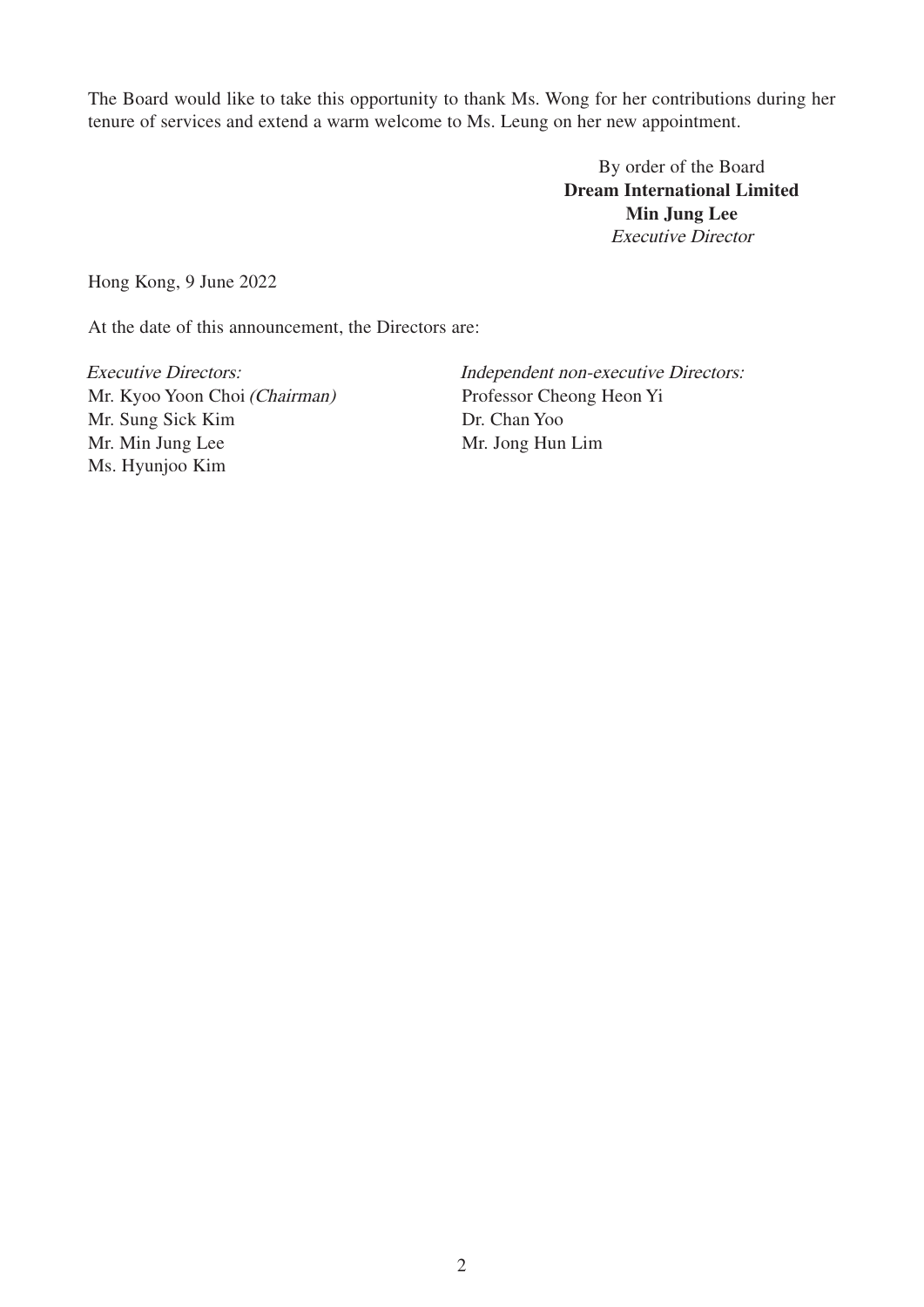The Board would like to take this opportunity to thank Ms. Wong for her contributions during her tenure of services and extend a warm welcome to Ms. Leung on her new appointment.

By order of the Board
**Dream International Limited**
**Min Jung Lee**
*Executive Director*

Hong Kong, 9 June 2022

At the date of this announcement, the Directors are:

*Executive Directors:*
Mr. Kyoo Yoon Choi *(Chairman)*
Mr. Sung Sick Kim
Mr. Min Jung Lee
Ms. Hyunjoo Kim

*Independent non-executive Directors:*
Professor Cheong Heon Yi
Dr. Chan Yoo
Mr. Jong Hun Lim